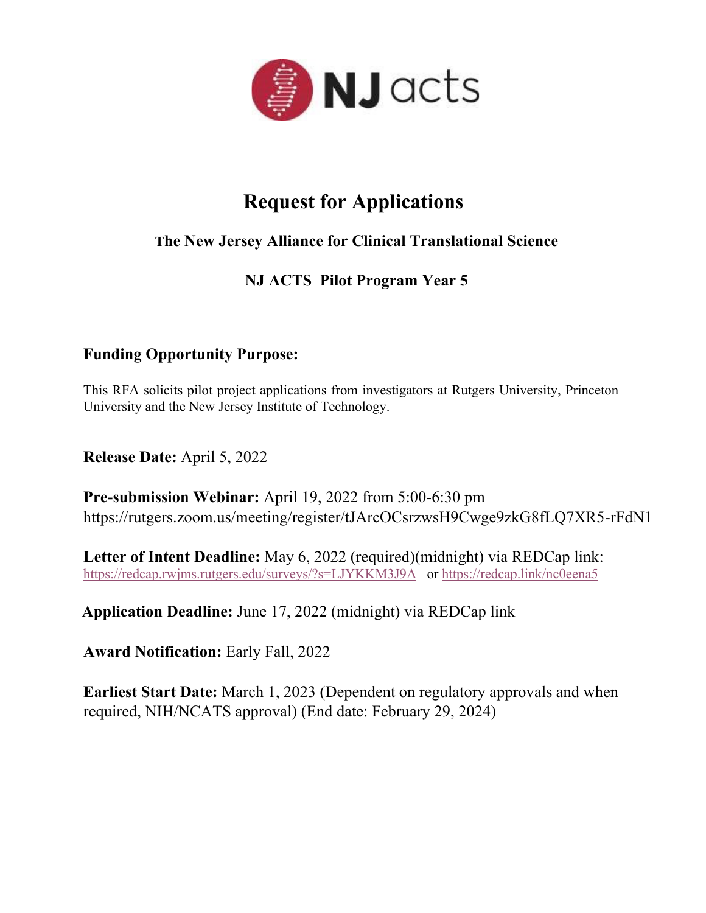NJ acts

# Request for Applications

## The New Jersey Alliance for Clinical Translational Science

## NJ ACTS Pilot Program Year 5

**Funding Opportunity Purpose:**

This RFA solicits pilot project applications from investigators at Rutgers University, Princeton University and the New Jersey Institute of Technology.

**Release Date:** April 5, 2022

**Pre-submission Webinar:** April 19, 2022 from 5:00-6:30 pm
https://rutgers.zoom.us/meeting/register/tJArcOCsrzwsH9Cwge9zkG8fLQ7XR5-rFdN1

**Letter of Intent Deadline:** May 6, 2022 (required)(midnight) via REDCap link:
https://redcap.rwjms.rutgers.edu/surveys/?s=LJYKKM3J9A or https://redcap.link/nc0eena5

**Application Deadline:** June 17, 2022 (midnight) via REDCap link

**Award Notification:** Early Fall, 2022

**Earliest Start Date:** March 1, 2023 (Dependent on regulatory approvals and when required, NIH/NCATS approval) (End date: February 29, 2024)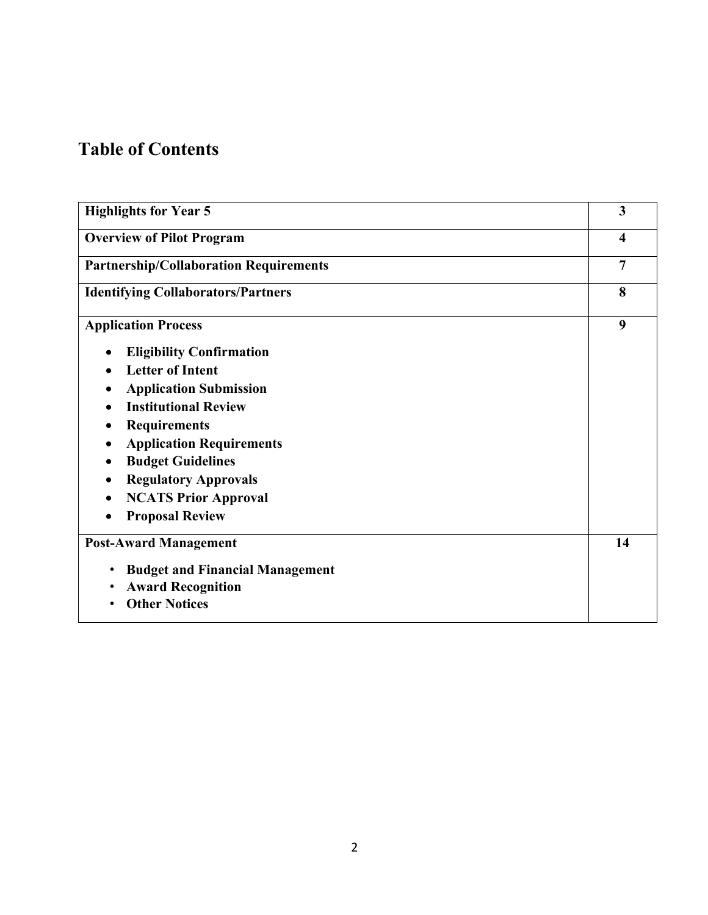# Table of Contents

| | |
|---|---|
| **Highlights for Year 5** | **3** |
| **Overview of Pilot Program** | **4** |
| **Partnership/Collaboration Requirements** | **7** |
| **Identifying Collaborators/Partners** | **8** |
| **Application Process**<br>• **Eligibility Confirmation**<br>• **Letter of Intent**<br>• **Application Submission**<br>• **Institutional Review**<br>• **Requirements**<br>• **Application Requirements**<br>• **Budget Guidelines**<br>• **Regulatory Approvals**<br>• **NCATS Prior Approval**<br>• **Proposal Review** | **9** |
| **Post-Award Management**<br>• **Budget and Financial Management**<br>• **Award Recognition**<br>• **Other Notices** | **14** |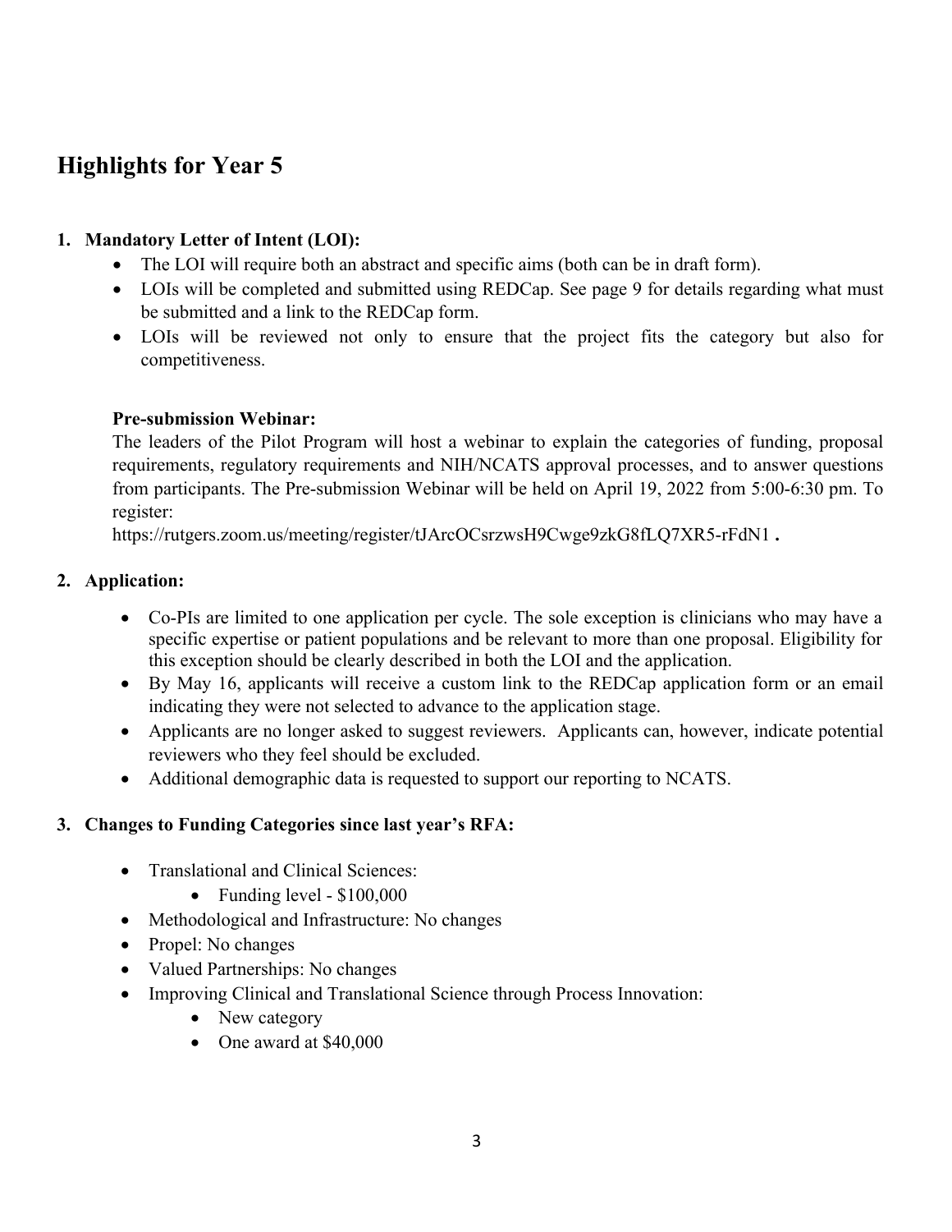## Highlights for Year 5

1. **Mandatory Letter of Intent (LOI):**
    - The LOI will require both an abstract and specific aims (both can be in draft form).
    - LOIs will be completed and submitted using REDCap. See page 9 for details regarding what must be submitted and a link to the REDCap form.
    - LOIs will be reviewed not only to ensure that the project fits the category but also for competitiveness.

    **Pre-submission Webinar:**
    The leaders of the Pilot Program will host a webinar to explain the categories of funding, proposal requirements, regulatory requirements and NIH/NCATS approval processes, and to answer questions from participants. The Pre-submission Webinar will be held on April 19, 2022 from 5:00-6:30 pm. To register:
    https://rutgers.zoom.us/meeting/register/tJArcOCsrzwsH9Cwge9zkG8fLQ7XR5-rFdN1 .

2. **Application:**
    - Co-PIs are limited to one application per cycle. The sole exception is clinicians who may have a specific expertise or patient populations and be relevant to more than one proposal. Eligibility for this exception should be clearly described in both the LOI and the application.
    - By May 16, applicants will receive a custom link to the REDCap application form or an email indicating they were not selected to advance to the application stage.
    - Applicants are no longer asked to suggest reviewers. Applicants can, however, indicate potential reviewers who they feel should be excluded.
    - Additional demographic data is requested to support our reporting to NCATS.

3. **Changes to Funding Categories since last year's RFA:**
    - Translational and Clinical Sciences:
        - Funding level - $100,000
    - Methodological and Infrastructure: No changes
    - Propel: No changes
    - Valued Partnerships: No changes
    - Improving Clinical and Translational Science through Process Innovation:
        - New category
        - One award at $40,000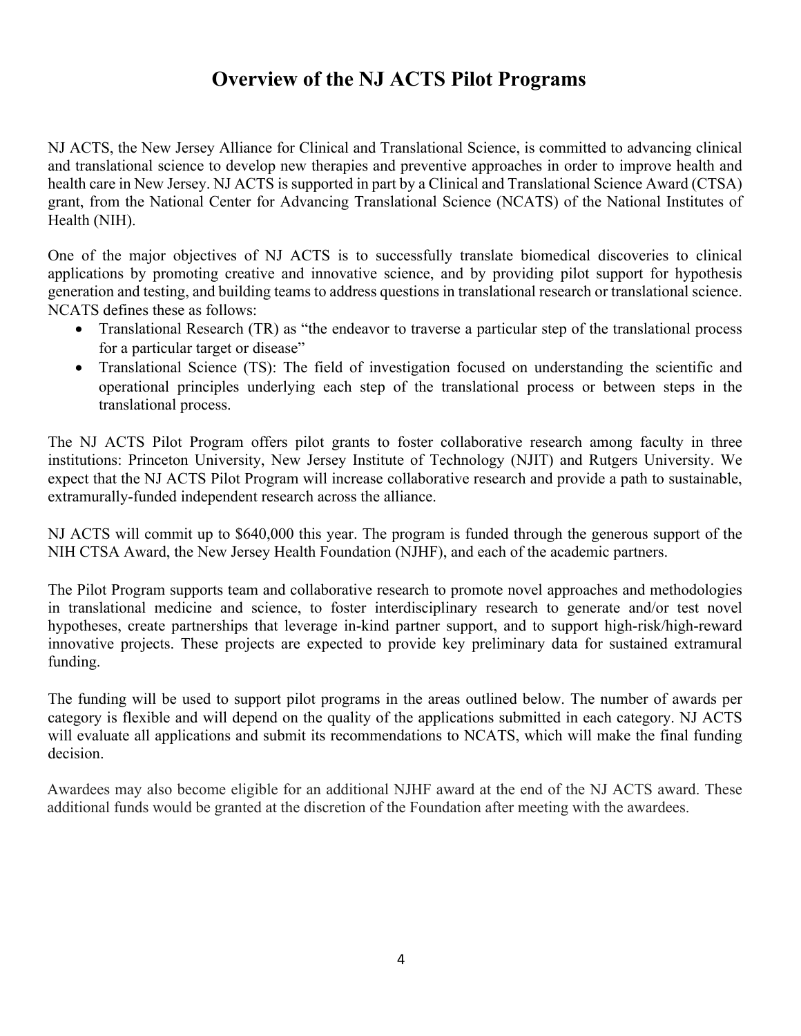# Overview of the NJ ACTS Pilot Programs

NJ ACTS, the New Jersey Alliance for Clinical and Translational Science, is committed to advancing clinical and translational science to develop new therapies and preventive approaches in order to improve health and health care in New Jersey. NJ ACTS is supported in part by a Clinical and Translational Science Award (CTSA) grant, from the National Center for Advancing Translational Science (NCATS) of the National Institutes of Health (NIH).

One of the major objectives of NJ ACTS is to successfully translate biomedical discoveries to clinical applications by promoting creative and innovative science, and by providing pilot support for hypothesis generation and testing, and building teams to address questions in translational research or translational science. NCATS defines these as follows:

- Translational Research (TR) as "the endeavor to traverse a particular step of the translational process for a particular target or disease"
- Translational Science (TS): The field of investigation focused on understanding the scientific and operational principles underlying each step of the translational process or between steps in the translational process.

The NJ ACTS Pilot Program offers pilot grants to foster collaborative research among faculty in three institutions: Princeton University, New Jersey Institute of Technology (NJIT) and Rutgers University. We expect that the NJ ACTS Pilot Program will increase collaborative research and provide a path to sustainable, extramurally-funded independent research across the alliance.

NJ ACTS will commit up to $640,000 this year. The program is funded through the generous support of the NIH CTSA Award, the New Jersey Health Foundation (NJHF), and each of the academic partners.

The Pilot Program supports team and collaborative research to promote novel approaches and methodologies in translational medicine and science, to foster interdisciplinary research to generate and/or test novel hypotheses, create partnerships that leverage in-kind partner support, and to support high-risk/high-reward innovative projects. These projects are expected to provide key preliminary data for sustained extramural funding.

The funding will be used to support pilot programs in the areas outlined below. The number of awards per category is flexible and will depend on the quality of the applications submitted in each category. NJ ACTS will evaluate all applications and submit its recommendations to NCATS, which will make the final funding decision.

Awardees may also become eligible for an additional NJHF award at the end of the NJ ACTS award. These additional funds would be granted at the discretion of the Foundation after meeting with the awardees.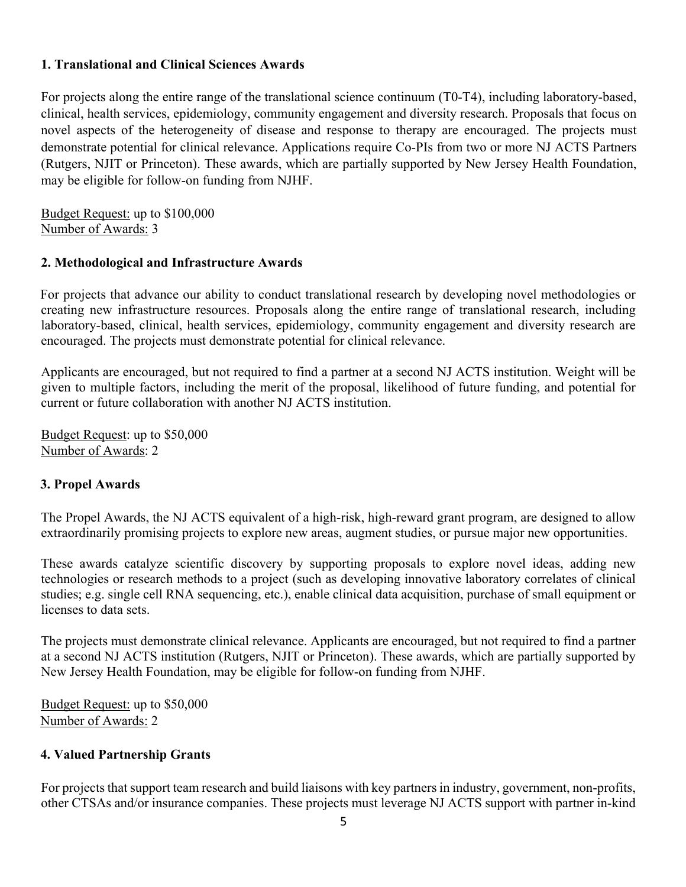### 1. Translational and Clinical Sciences Awards

For projects along the entire range of the translational science continuum (T0-T4), including laboratory-based, clinical, health services, epidemiology, community engagement and diversity research. Proposals that focus on novel aspects of the heterogeneity of disease and response to therapy are encouraged. The projects must demonstrate potential for clinical relevance. Applications require Co-PIs from two or more NJ ACTS Partners (Rutgers, NJIT or Princeton). These awards, which are partially supported by New Jersey Health Foundation, may be eligible for follow-on funding from NJHF.

Budget Request: up to $100,000
Number of Awards: 3

### 2. Methodological and Infrastructure Awards

For projects that advance our ability to conduct translational research by developing novel methodologies or creating new infrastructure resources. Proposals along the entire range of translational research, including laboratory-based, clinical, health services, epidemiology, community engagement and diversity research are encouraged. The projects must demonstrate potential for clinical relevance.

Applicants are encouraged, but not required to find a partner at a second NJ ACTS institution. Weight will be given to multiple factors, including the merit of the proposal, likelihood of future funding, and potential for current or future collaboration with another NJ ACTS institution.

Budget Request: up to $50,000
Number of Awards: 2

### 3. Propel Awards

The Propel Awards, the NJ ACTS equivalent of a high-risk, high-reward grant program, are designed to allow extraordinarily promising projects to explore new areas, augment studies, or pursue major new opportunities.

These awards catalyze scientific discovery by supporting proposals to explore novel ideas, adding new technologies or research methods to a project (such as developing innovative laboratory correlates of clinical studies; e.g. single cell RNA sequencing, etc.), enable clinical data acquisition, purchase of small equipment or licenses to data sets.

The projects must demonstrate clinical relevance. Applicants are encouraged, but not required to find a partner at a second NJ ACTS institution (Rutgers, NJIT or Princeton). These awards, which are partially supported by New Jersey Health Foundation, may be eligible for follow-on funding from NJHF.

Budget Request: up to $50,000
Number of Awards: 2

### 4. Valued Partnership Grants

For projects that support team research and build liaisons with key partners in industry, government, non-profits, other CTSAs and/or insurance companies. These projects must leverage NJ ACTS support with partner in-kind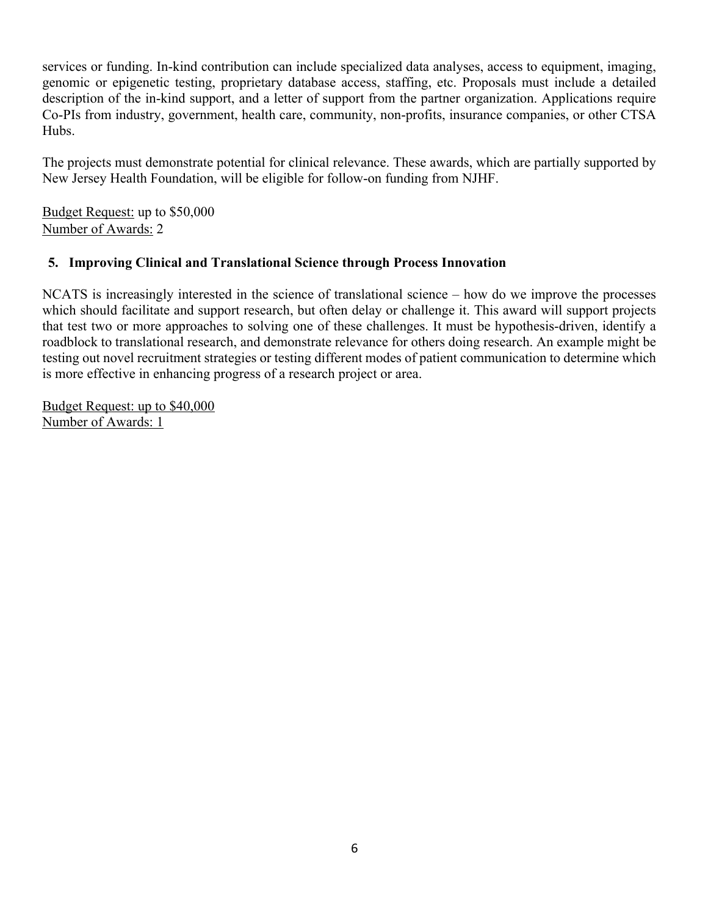services or funding. In-kind contribution can include specialized data analyses, access to equipment, imaging, genomic or epigenetic testing, proprietary database access, staffing, etc. Proposals must include a detailed description of the in-kind support, and a letter of support from the partner organization. Applications require Co-PIs from industry, government, health care, community, non-profits, insurance companies, or other CTSA Hubs.

The projects must demonstrate potential for clinical relevance. These awards, which are partially supported by New Jersey Health Foundation, will be eligible for follow-on funding from NJHF.

Budget Request: up to $50,000
Number of Awards: 2

### 5. Improving Clinical and Translational Science through Process Innovation

NCATS is increasingly interested in the science of translational science – how do we improve the processes which should facilitate and support research, but often delay or challenge it. This award will support projects that test two or more approaches to solving one of these challenges. It must be hypothesis-driven, identify a roadblock to translational research, and demonstrate relevance for others doing research. An example might be testing out novel recruitment strategies or testing different modes of patient communication to determine which is more effective in enhancing progress of a research project or area.

Budget Request: up to $40,000
Number of Awards: 1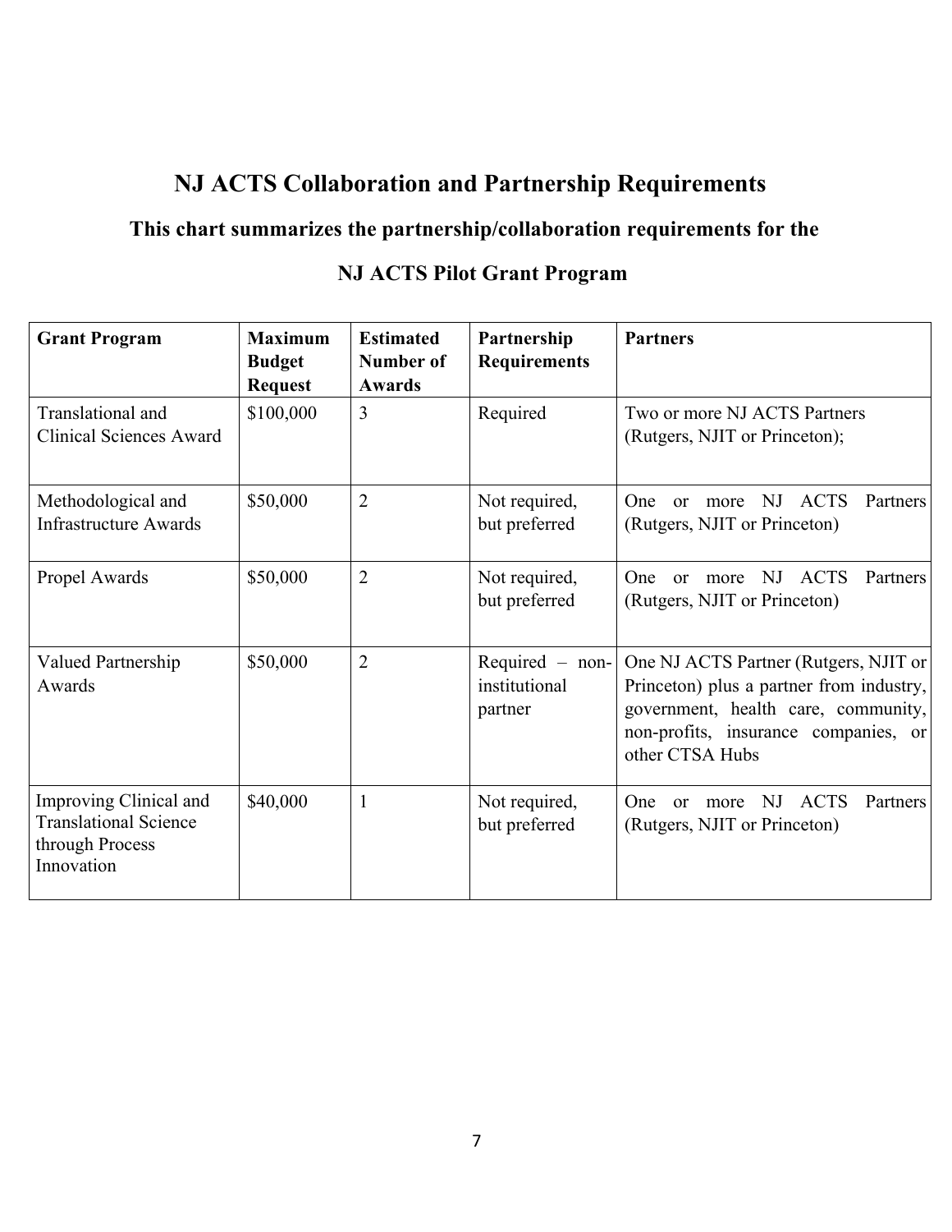# NJ ACTS Collaboration and Partnership Requirements

## This chart summarizes the partnership/collaboration requirements for the

## NJ ACTS Pilot Grant Program

| Grant Program | Maximum Budget Request | Estimated Number of Awards | Partnership Requirements | Partners |
|---|---|---|---|---|
| Translational and Clinical Sciences Award | $100,000 | 3 | Required | Two or more NJ ACTS Partners (Rutgers, NJIT or Princeton); |
| Methodological and Infrastructure Awards | $50,000 | 2 | Not required, but preferred | One or more NJ ACTS Partners (Rutgers, NJIT or Princeton) |
| Propel Awards | $50,000 | 2 | Not required, but preferred | One or more NJ ACTS Partners (Rutgers, NJIT or Princeton) |
| Valued Partnership Awards | $50,000 | 2 | Required – non-institutional partner | One NJ ACTS Partner (Rutgers, NJIT or Princeton) plus a partner from industry, government, health care, community, non-profits, insurance companies, or other CTSA Hubs |
| Improving Clinical and Translational Science through Process Innovation | $40,000 | 1 | Not required, but preferred | One or more NJ ACTS Partners (Rutgers, NJIT or Princeton) |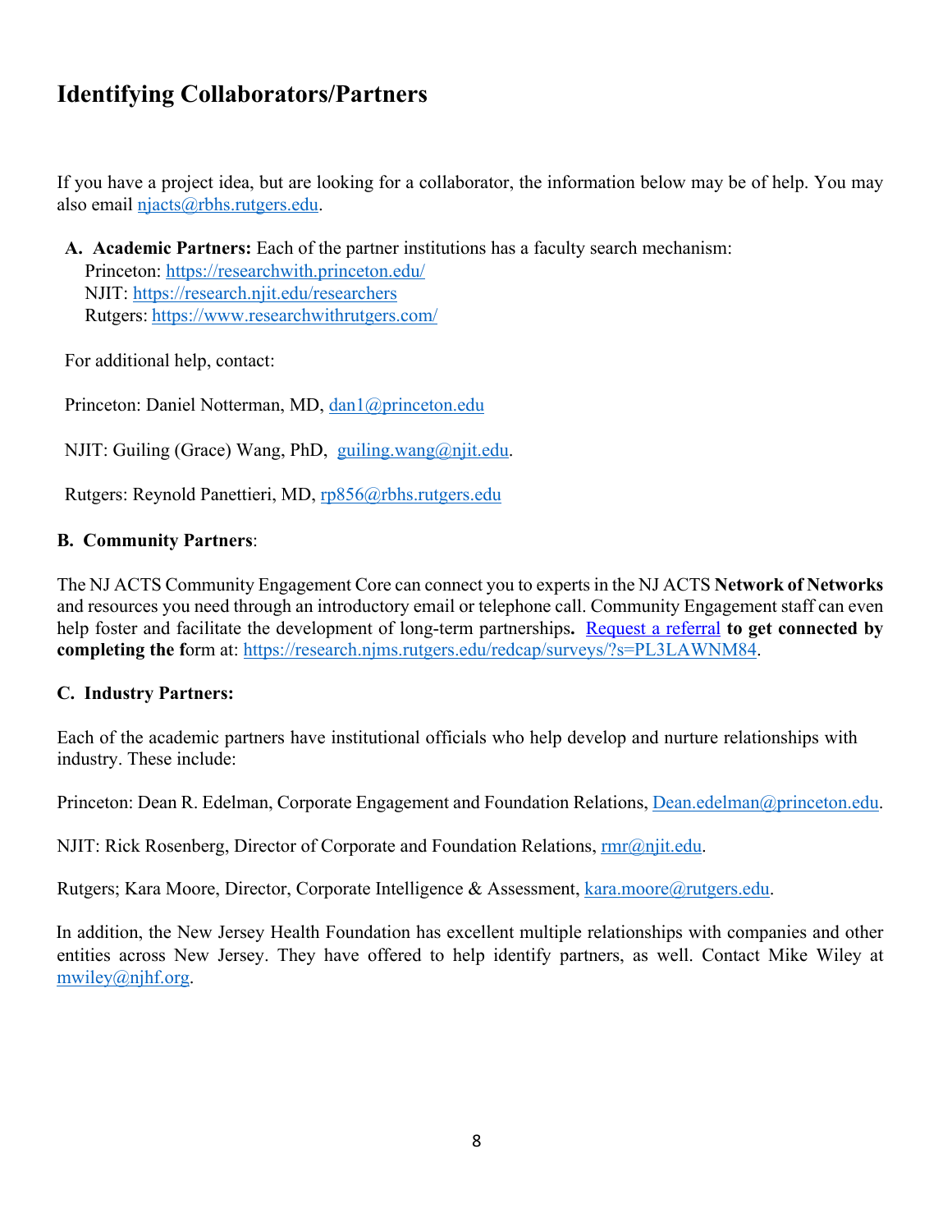# Identifying Collaborators/Partners

If you have a project idea, but are looking for a collaborator, the information below may be of help. You may also email njacts@rbhs.rutgers.edu.

**A. Academic Partners:** Each of the partner institutions has a faculty search mechanism:
Princeton: https://researchwith.princeton.edu/
NJIT: https://research.njit.edu/researchers
Rutgers: https://www.researchwithrutgers.com/

For additional help, contact:

Princeton: Daniel Notterman, MD, dan1@princeton.edu

NJIT: Guiling (Grace) Wang, PhD, guiling.wang@njit.edu.

Rutgers: Reynold Panettieri, MD, rp856@rbhs.rutgers.edu

**B. Community Partners**:

The NJ ACTS Community Engagement Core can connect you to experts in the NJ ACTS **Network of Networks** and resources you need through an introductory email or telephone call. Community Engagement staff can even help foster and facilitate the development of long-term partnerships**.** Request a referral **to get connected by completing the f**orm at: https://research.njms.rutgers.edu/redcap/surveys/?s=PL3LAWNM84.

**C. Industry Partners:**

Each of the academic partners have institutional officials who help develop and nurture relationships with industry. These include:

Princeton: Dean R. Edelman, Corporate Engagement and Foundation Relations, Dean.edelman@princeton.edu.

NJIT: Rick Rosenberg, Director of Corporate and Foundation Relations, rmr@njit.edu.

Rutgers; Kara Moore, Director, Corporate Intelligence & Assessment, kara.moore@rutgers.edu.

In addition, the New Jersey Health Foundation has excellent multiple relationships with companies and other entities across New Jersey. They have offered to help identify partners, as well. Contact Mike Wiley at mwiley@njhf.org.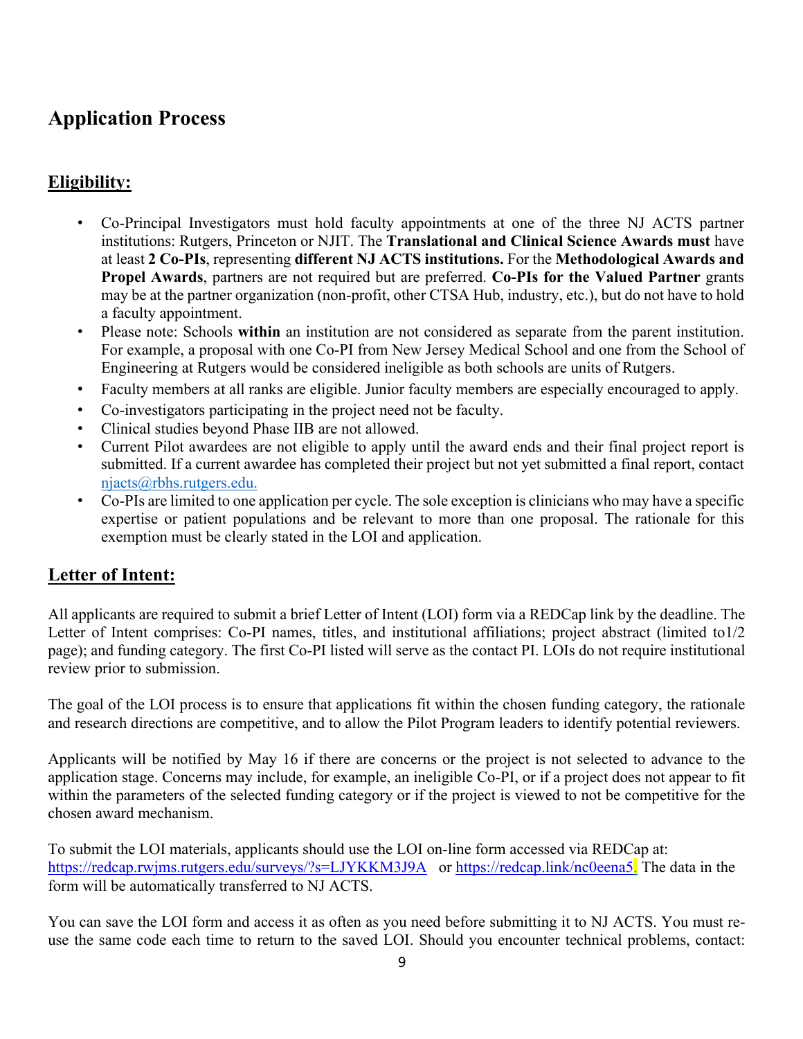# Application Process

## Eligibility:

- Co-Principal Investigators must hold faculty appointments at one of the three NJ ACTS partner institutions: Rutgers, Princeton or NJIT. The **Translational and Clinical Science Awards must** have at least **2 Co-PIs**, representing **different NJ ACTS institutions.** For the **Methodological Awards and Propel Awards**, partners are not required but are preferred. **Co-PIs for the Valued Partner** grants may be at the partner organization (non-profit, other CTSA Hub, industry, etc.), but do not have to hold a faculty appointment.
- Please note: Schools **within** an institution are not considered as separate from the parent institution. For example, a proposal with one Co-PI from New Jersey Medical School and one from the School of Engineering at Rutgers would be considered ineligible as both schools are units of Rutgers.
- Faculty members at all ranks are eligible. Junior faculty members are especially encouraged to apply.
- Co-investigators participating in the project need not be faculty.
- Clinical studies beyond Phase IIB are not allowed.
- Current Pilot awardees are not eligible to apply until the award ends and their final project report is submitted. If a current awardee has completed their project but not yet submitted a final report, contact njacts@rbhs.rutgers.edu.
- Co-PIs are limited to one application per cycle. The sole exception is clinicians who may have a specific expertise or patient populations and be relevant to more than one proposal. The rationale for this exemption must be clearly stated in the LOI and application.

## Letter of Intent:

All applicants are required to submit a brief Letter of Intent (LOI) form via a REDCap link by the deadline. The Letter of Intent comprises: Co-PI names, titles, and institutional affiliations; project abstract (limited to1/2 page); and funding category. The first Co-PI listed will serve as the contact PI. LOIs do not require institutional review prior to submission.

The goal of the LOI process is to ensure that applications fit within the chosen funding category, the rationale and research directions are competitive, and to allow the Pilot Program leaders to identify potential reviewers.

Applicants will be notified by May 16 if there are concerns or the project is not selected to advance to the application stage. Concerns may include, for example, an ineligible Co-PI, or if a project does not appear to fit within the parameters of the selected funding category or if the project is viewed to not be competitive for the chosen award mechanism.

To submit the LOI materials, applicants should use the LOI on-line form accessed via REDCap at: https://redcap.rwjms.rutgers.edu/surveys/?s=LJYKKM3J9A or https://redcap.link/nc0eena5. The data in the form will be automatically transferred to NJ ACTS.

You can save the LOI form and access it as often as you need before submitting it to NJ ACTS. You must re-use the same code each time to return to the saved LOI. Should you encounter technical problems, contact: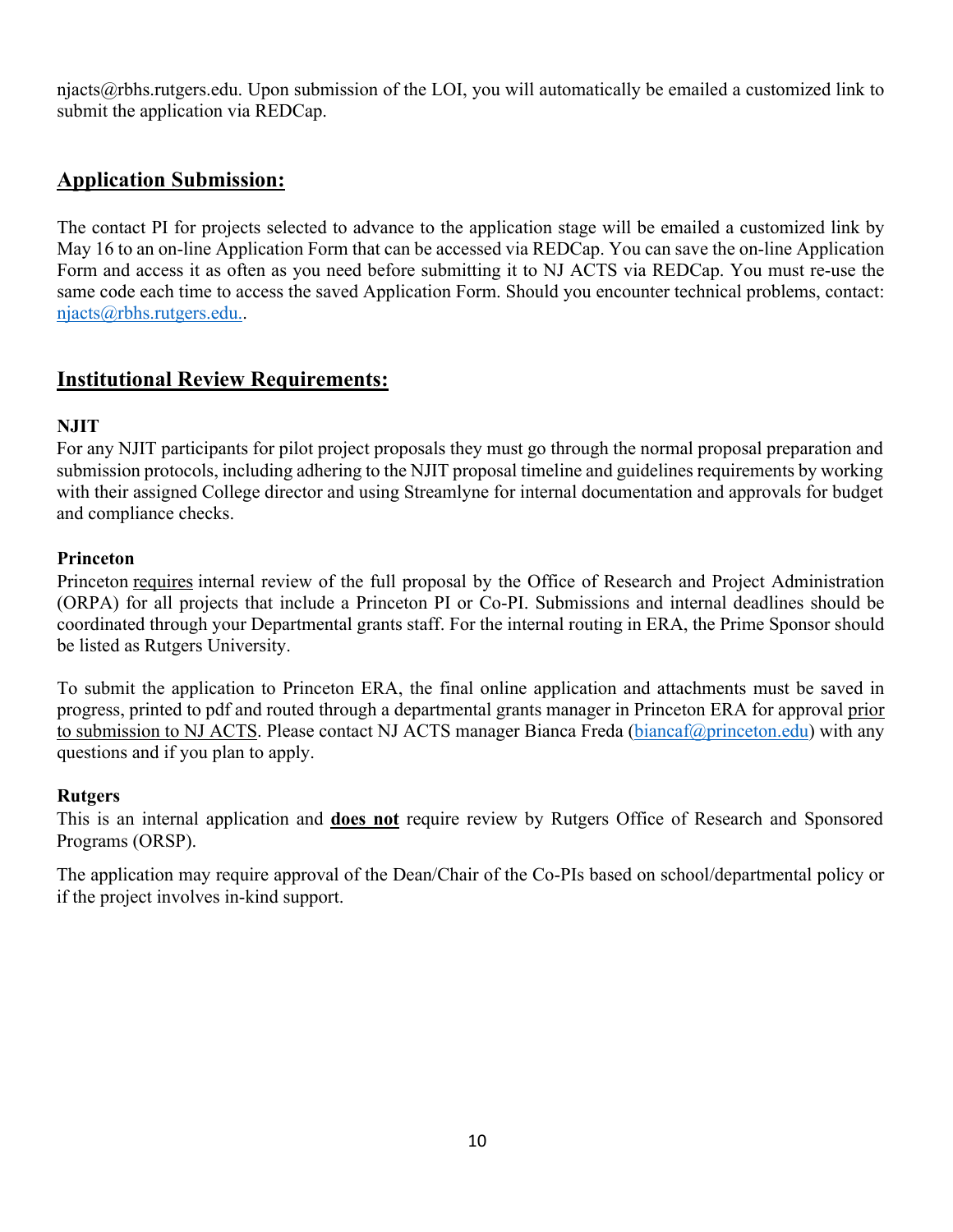njacts@rbhs.rutgers.edu. Upon submission of the LOI, you will automatically be emailed a customized link to submit the application via REDCap.

## Application Submission:

The contact PI for projects selected to advance to the application stage will be emailed a customized link by May 16 to an on-line Application Form that can be accessed via REDCap. You can save the on-line Application Form and access it as often as you need before submitting it to NJ ACTS via REDCap. You must re-use the same code each time to access the saved Application Form. Should you encounter technical problems, contact: njacts@rbhs.rutgers.edu..

## Institutional Review Requirements:

**NJIT**

For any NJIT participants for pilot project proposals they must go through the normal proposal preparation and submission protocols, including adhering to the NJIT proposal timeline and guidelines requirements by working with their assigned College director and using Streamlyne for internal documentation and approvals for budget and compliance checks.

**Princeton**

Princeton requires internal review of the full proposal by the Office of Research and Project Administration (ORPA) for all projects that include a Princeton PI or Co-PI. Submissions and internal deadlines should be coordinated through your Departmental grants staff. For the internal routing in ERA, the Prime Sponsor should be listed as Rutgers University.

To submit the application to Princeton ERA, the final online application and attachments must be saved in progress, printed to pdf and routed through a departmental grants manager in Princeton ERA for approval prior to submission to NJ ACTS. Please contact NJ ACTS manager Bianca Freda (biancaf@princeton.edu) with any questions and if you plan to apply.

**Rutgers**

This is an internal application and **does not** require review by Rutgers Office of Research and Sponsored Programs (ORSP).

The application may require approval of the Dean/Chair of the Co-PIs based on school/departmental policy or if the project involves in-kind support.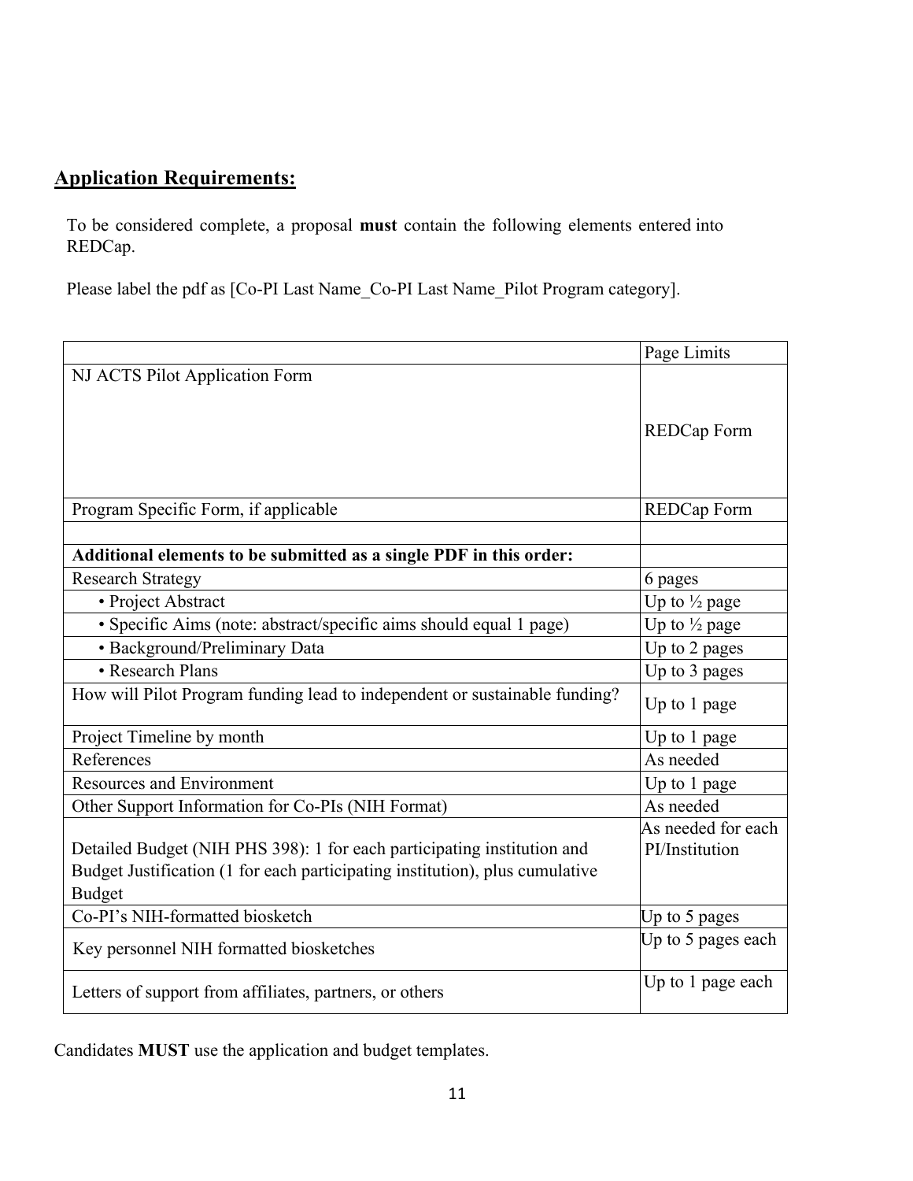## Application Requirements:

To be considered complete, a proposal **must** contain the following elements entered into REDCap.

Please label the pdf as [Co-PI Last Name_Co-PI Last Name_Pilot Program category].

| | Page Limits |
|---|---|
| NJ ACTS Pilot Application Form | REDCap Form |
| Program Specific Form, if applicable | REDCap Form |
| | |
| **Additional elements to be submitted as a single PDF in this order:** | |
| Research Strategy | 6 pages |
| • Project Abstract | Up to ½ page |
| • Specific Aims (note: abstract/specific aims should equal 1 page) | Up to ½ page |
| • Background/Preliminary Data | Up to 2 pages |
| • Research Plans | Up to 3 pages |
| How will Pilot Program funding lead to independent or sustainable funding? | Up to 1 page |
| Project Timeline by month | Up to 1 page |
| References | As needed |
| Resources and Environment | Up to 1 page |
| Other Support Information for Co-PIs (NIH Format) | As needed |
| Detailed Budget (NIH PHS 398): 1 for each participating institution and Budget Justification (1 for each participating institution), plus cumulative Budget | As needed for each PI/Institution |
| Co-PI's NIH-formatted biosketch | Up to 5 pages |
| Key personnel NIH formatted biosketches | Up to 5 pages each |
| Letters of support from affiliates, partners, or others | Up to 1 page each |

Candidates **MUST** use the application and budget templates.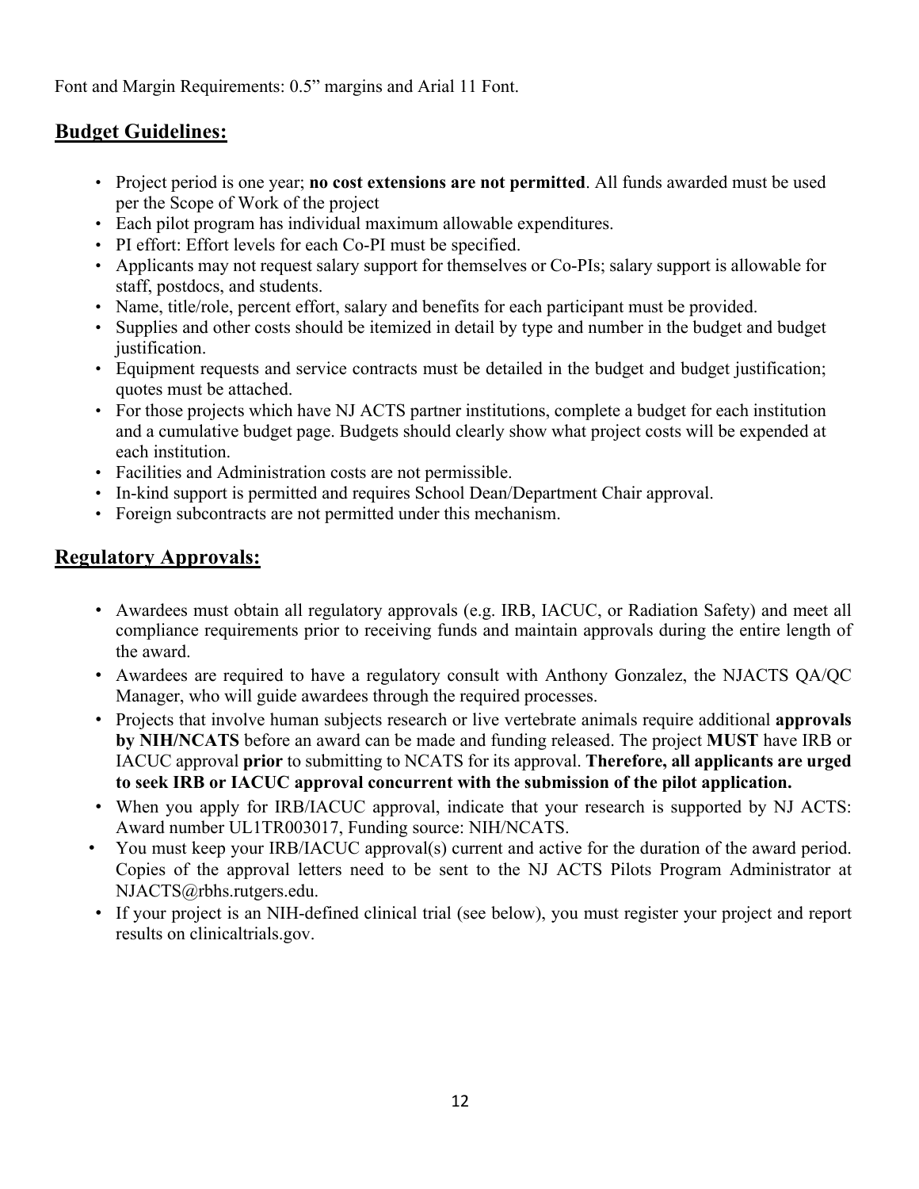Font and Margin Requirements: 0.5" margins and Arial 11 Font.

## Budget Guidelines:

- Project period is one year; **no cost extensions are not permitted**. All funds awarded must be used per the Scope of Work of the project
- Each pilot program has individual maximum allowable expenditures.
- PI effort: Effort levels for each Co-PI must be specified.
- Applicants may not request salary support for themselves or Co-PIs; salary support is allowable for staff, postdocs, and students.
- Name, title/role, percent effort, salary and benefits for each participant must be provided.
- Supplies and other costs should be itemized in detail by type and number in the budget and budget justification.
- Equipment requests and service contracts must be detailed in the budget and budget justification; quotes must be attached.
- For those projects which have NJ ACTS partner institutions, complete a budget for each institution and a cumulative budget page. Budgets should clearly show what project costs will be expended at each institution.
- Facilities and Administration costs are not permissible.
- In-kind support is permitted and requires School Dean/Department Chair approval.
- Foreign subcontracts are not permitted under this mechanism.

## Regulatory Approvals:

- Awardees must obtain all regulatory approvals (e.g. IRB, IACUC, or Radiation Safety) and meet all compliance requirements prior to receiving funds and maintain approvals during the entire length of the award.
- Awardees are required to have a regulatory consult with Anthony Gonzalez, the NJACTS QA/QC Manager, who will guide awardees through the required processes.
- Projects that involve human subjects research or live vertebrate animals require additional **approvals by NIH/NCATS** before an award can be made and funding released. The project **MUST** have IRB or IACUC approval **prior** to submitting to NCATS for its approval. **Therefore, all applicants are urged to seek IRB or IACUC approval concurrent with the submission of the pilot application.**
- When you apply for IRB/IACUC approval, indicate that your research is supported by NJ ACTS: Award number UL1TR003017, Funding source: NIH/NCATS.
- You must keep your IRB/IACUC approval(s) current and active for the duration of the award period. Copies of the approval letters need to be sent to the NJ ACTS Pilots Program Administrator at NJACTS@rbhs.rutgers.edu.
- If your project is an NIH-defined clinical trial (see below), you must register your project and report results on clinicaltrials.gov.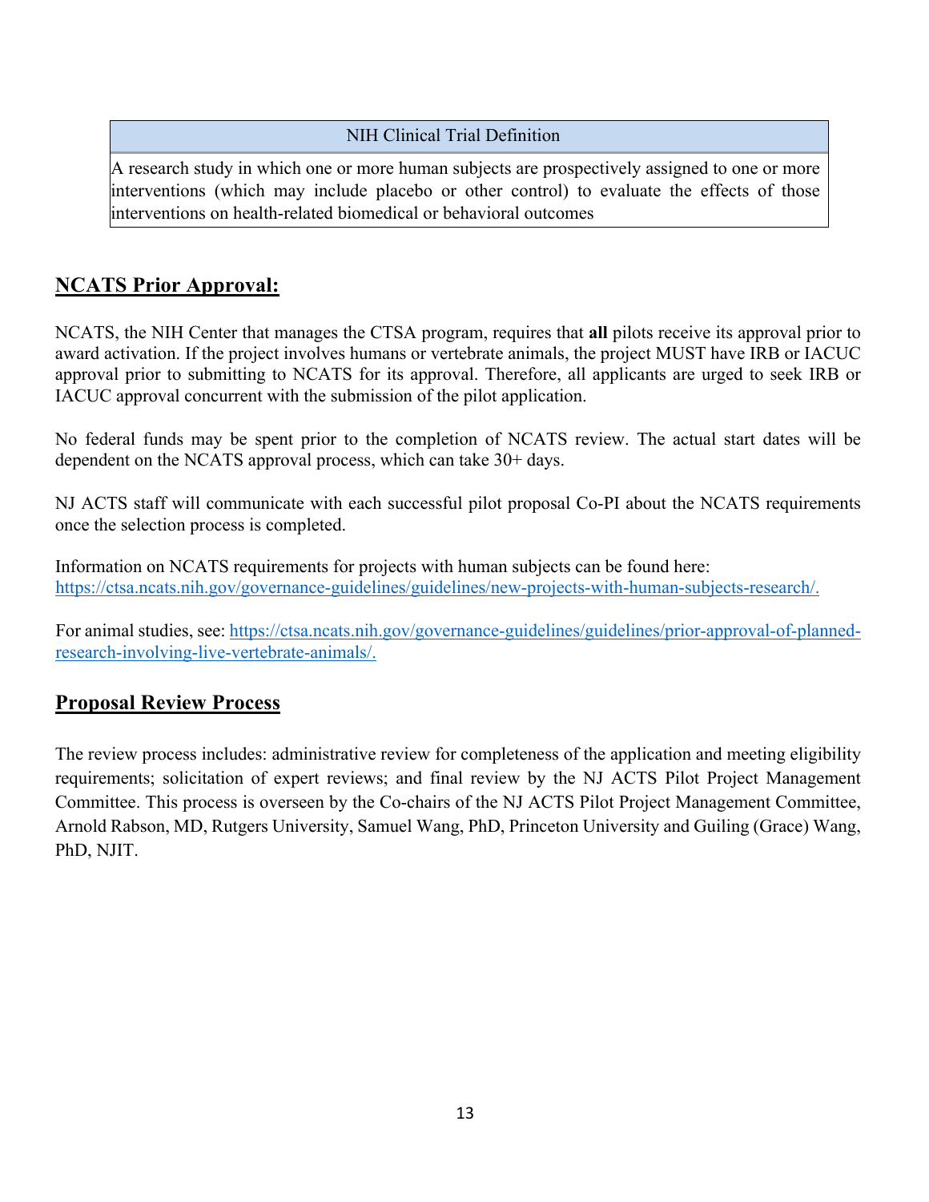| NIH Clinical Trial Definition |
| --- |
| A research study in which one or more human subjects are prospectively assigned to one or more interventions (which may include placebo or other control) to evaluate the effects of those interventions on health-related biomedical or behavioral outcomes |

## NCATS Prior Approval:

NCATS, the NIH Center that manages the CTSA program, requires that **all** pilots receive its approval prior to award activation. If the project involves humans or vertebrate animals, the project MUST have IRB or IACUC approval prior to submitting to NCATS for its approval. Therefore, all applicants are urged to seek IRB or IACUC approval concurrent with the submission of the pilot application.

No federal funds may be spent prior to the completion of NCATS review. The actual start dates will be dependent on the NCATS approval process, which can take 30+ days.

NJ ACTS staff will communicate with each successful pilot proposal Co-PI about the NCATS requirements once the selection process is completed.

Information on NCATS requirements for projects with human subjects can be found here:
https://ctsa.ncats.nih.gov/governance-guidelines/guidelines/new-projects-with-human-subjects-research/.

For animal studies, see: https://ctsa.ncats.nih.gov/governance-guidelines/guidelines/prior-approval-of-planned-research-involving-live-vertebrate-animals/.

## Proposal Review Process

The review process includes: administrative review for completeness of the application and meeting eligibility requirements; solicitation of expert reviews; and final review by the NJ ACTS Pilot Project Management Committee. This process is overseen by the Co-chairs of the NJ ACTS Pilot Project Management Committee, Arnold Rabson, MD, Rutgers University, Samuel Wang, PhD, Princeton University and Guiling (Grace) Wang, PhD, NJIT.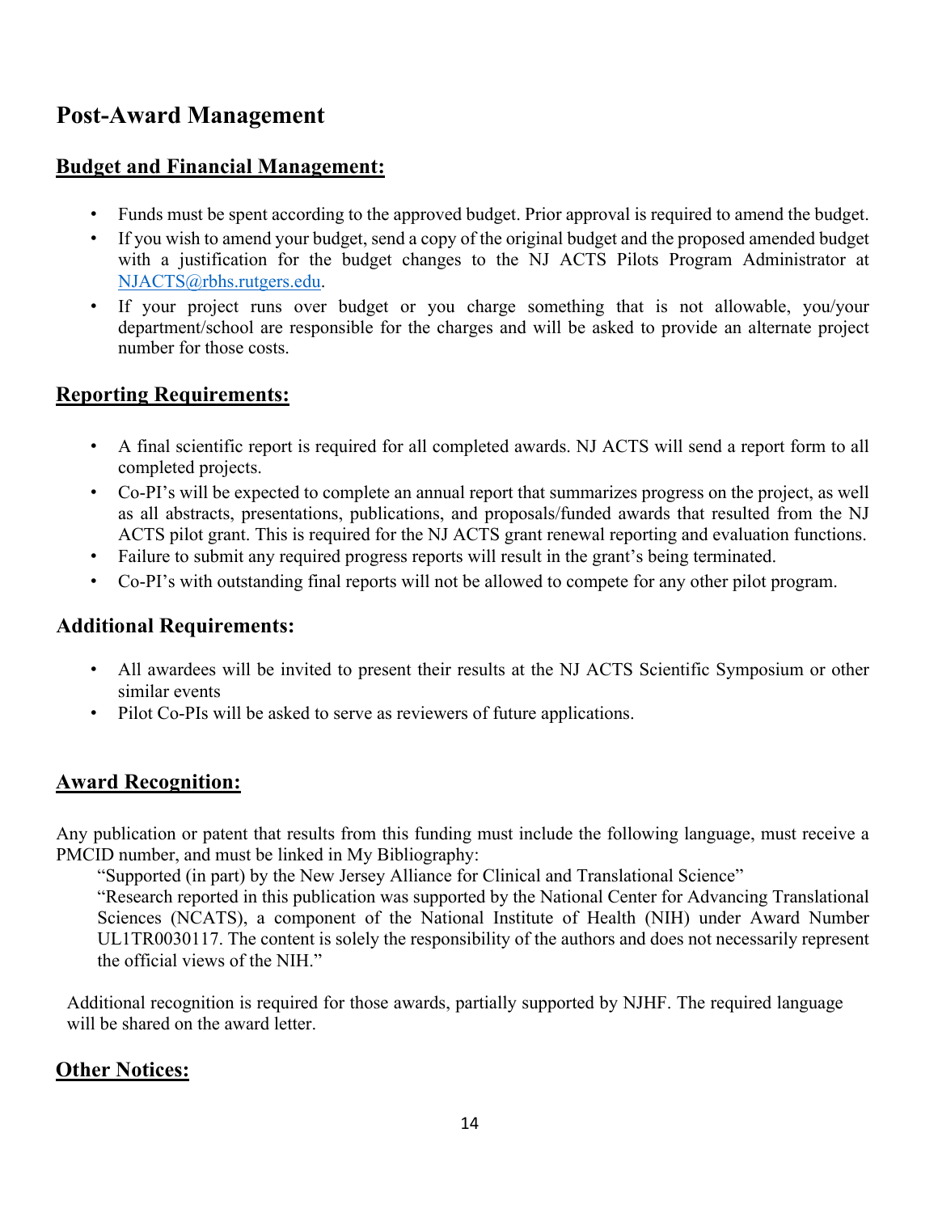# Post-Award Management

## Budget and Financial Management:

- Funds must be spent according to the approved budget. Prior approval is required to amend the budget.
- If you wish to amend your budget, send a copy of the original budget and the proposed amended budget with a justification for the budget changes to the NJ ACTS Pilots Program Administrator at NJACTS@rbhs.rutgers.edu.
- If your project runs over budget or you charge something that is not allowable, you/your department/school are responsible for the charges and will be asked to provide an alternate project number for those costs.

## Reporting Requirements:

- A final scientific report is required for all completed awards. NJ ACTS will send a report form to all completed projects.
- Co-PI's will be expected to complete an annual report that summarizes progress on the project, as well as all abstracts, presentations, publications, and proposals/funded awards that resulted from the NJ ACTS pilot grant. This is required for the NJ ACTS grant renewal reporting and evaluation functions.
- Failure to submit any required progress reports will result in the grant's being terminated.
- Co-PI's with outstanding final reports will not be allowed to compete for any other pilot program.

## Additional Requirements:

- All awardees will be invited to present their results at the NJ ACTS Scientific Symposium or other similar events
- Pilot Co-PIs will be asked to serve as reviewers of future applications.

## Award Recognition:

Any publication or patent that results from this funding must include the following language, must receive a PMCID number, and must be linked in My Bibliography:

"Supported (in part) by the New Jersey Alliance for Clinical and Translational Science"

"Research reported in this publication was supported by the National Center for Advancing Translational Sciences (NCATS), a component of the National Institute of Health (NIH) under Award Number UL1TR0030117. The content is solely the responsibility of the authors and does not necessarily represent the official views of the NIH."

Additional recognition is required for those awards, partially supported by NJHF. The required language will be shared on the award letter.

## Other Notices: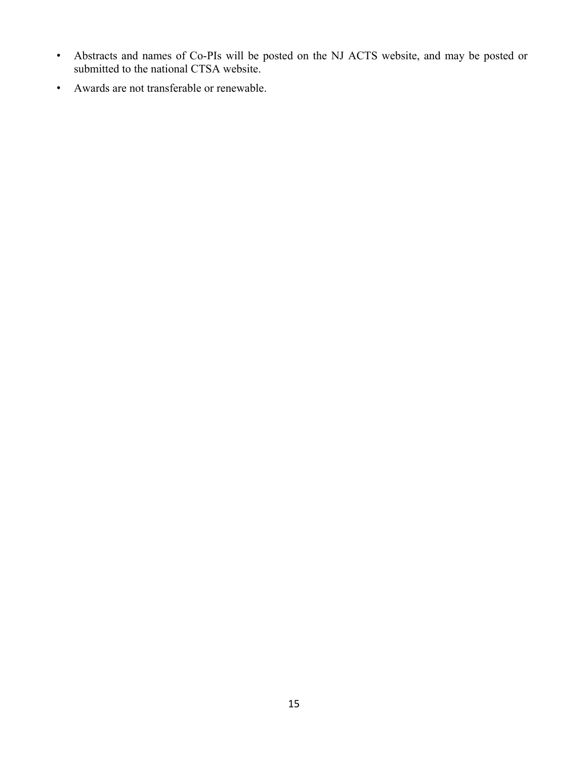- Abstracts and names of Co-PIs will be posted on the NJ ACTS website, and may be posted or submitted to the national CTSA website.
- Awards are not transferable or renewable.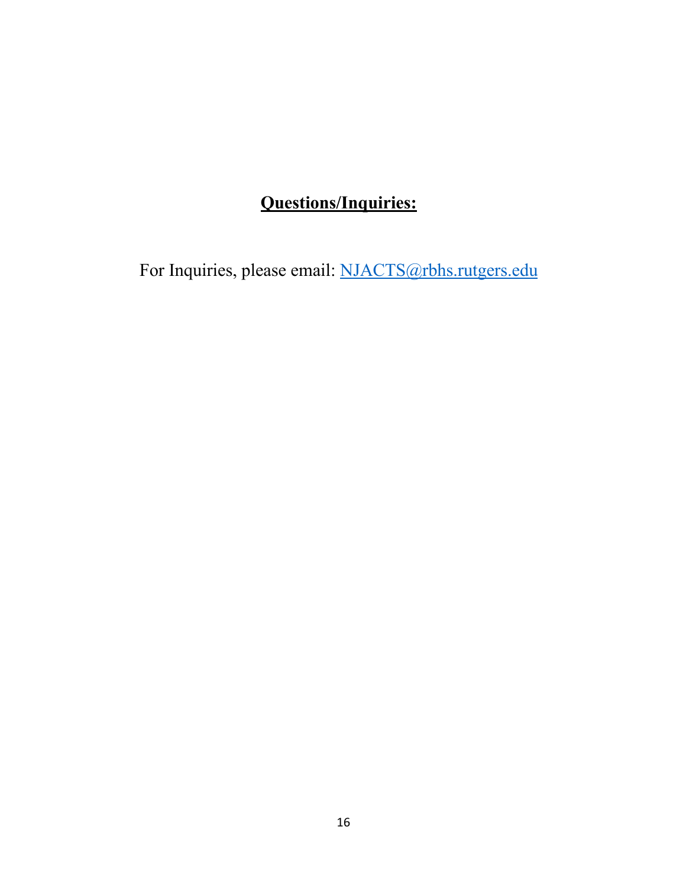## Questions/Inquiries:

For Inquiries, please email: NJACTS@rbhs.rutgers.edu